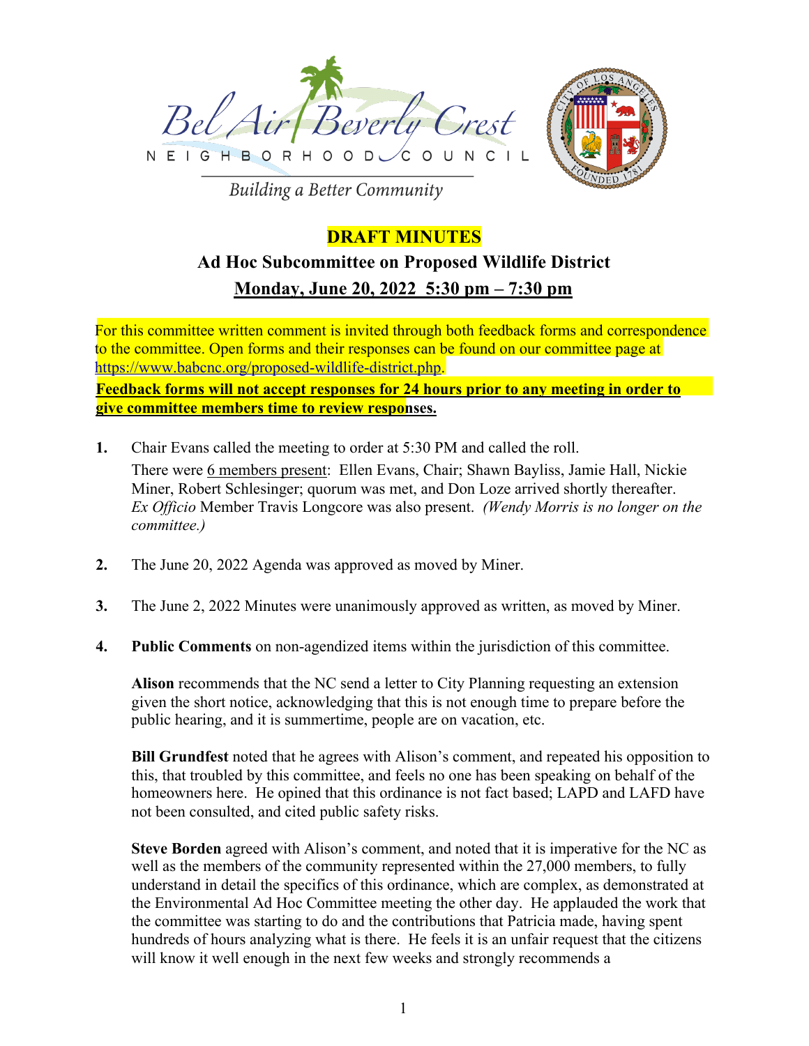Bel Air Beverly Crest

NEIGHBORHOOD COUNCIL

*Building a Better Community*

# DRAFT MINUTES

## Ad Hoc Subcommittee on Proposed Wildlife District

## Monday, June 20, 2022 5:30 pm – 7:30 pm

For this committee written comment is invited through both feedback forms and correspondence to the committee. Open forms and their responses can be found on our committee page at https://www.babcnc.org/proposed-wildlife-district.php.

**Feedback forms will not accept responses for 24 hours prior to any meeting in order to give committee members time to review responses.**

**1.** Chair Evans called the meeting to order at 5:30 PM and called the roll.

There were 6 members present: Ellen Evans, Chair; Shawn Bayliss, Jamie Hall, Nickie Miner, Robert Schlesinger; quorum was met, and Don Loze arrived shortly thereafter. *Ex Officio* Member Travis Longcore was also present. *(Wendy Morris is no longer on the committee.)*

**2.** The June 20, 2022 Agenda was approved as moved by Miner.

**3.** The June 2, 2022 Minutes were unanimously approved as written, as moved by Miner.

**4.** **Public Comments** on non-agendized items within the jurisdiction of this committee.

**Alison** recommends that the NC send a letter to City Planning requesting an extension given the short notice, acknowledging that this is not enough time to prepare before the public hearing, and it is summertime, people are on vacation, etc.

**Bill Grundfest** noted that he agrees with Alison's comment, and repeated his opposition to this, that troubled by this committee, and feels no one has been speaking on behalf of the homeowners here. He opined that this ordinance is not fact based; LAPD and LAFD have not been consulted, and cited public safety risks.

**Steve Borden** agreed with Alison's comment, and noted that it is imperative for the NC as well as the members of the community represented within the 27,000 members, to fully understand in detail the specifics of this ordinance, which are complex, as demonstrated at the Environmental Ad Hoc Committee meeting the other day. He applauded the work that the committee was starting to do and the contributions that Patricia made, having spent hundreds of hours analyzing what is there. He feels it is an unfair request that the citizens will know it well enough in the next few weeks and strongly recommends a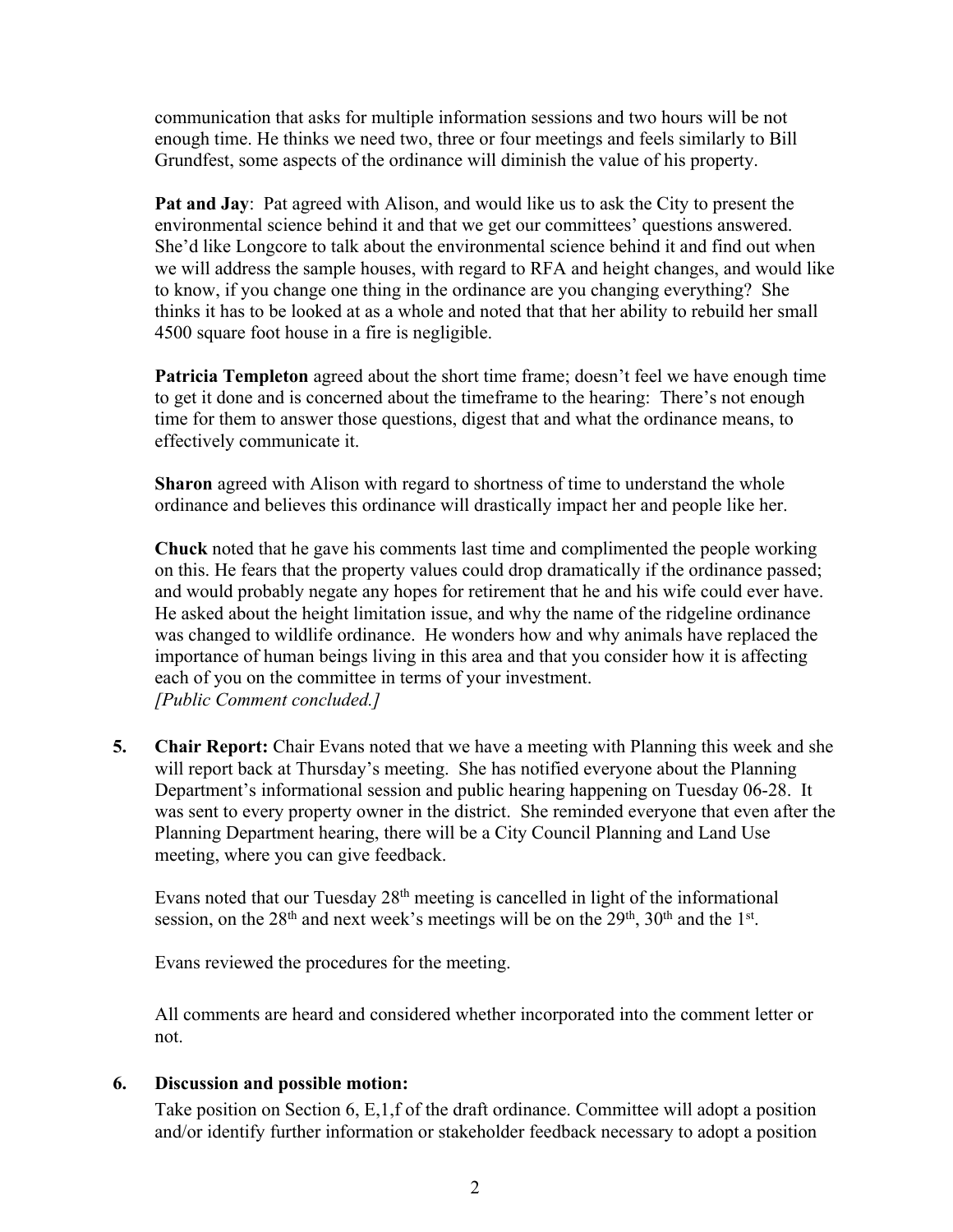communication that asks for multiple information sessions and two hours will be not enough time. He thinks we need two, three or four meetings and feels similarly to Bill Grundfest, some aspects of the ordinance will diminish the value of his property.

**Pat and Jay**: Pat agreed with Alison, and would like us to ask the City to present the environmental science behind it and that we get our committees' questions answered. She'd like Longcore to talk about the environmental science behind it and find out when we will address the sample houses, with regard to RFA and height changes, and would like to know, if you change one thing in the ordinance are you changing everything? She thinks it has to be looked at as a whole and noted that that her ability to rebuild her small 4500 square foot house in a fire is negligible.

**Patricia Templeton** agreed about the short time frame; doesn't feel we have enough time to get it done and is concerned about the timeframe to the hearing: There's not enough time for them to answer those questions, digest that and what the ordinance means, to effectively communicate it.

**Sharon** agreed with Alison with regard to shortness of time to understand the whole ordinance and believes this ordinance will drastically impact her and people like her.

**Chuck** noted that he gave his comments last time and complimented the people working on this. He fears that the property values could drop dramatically if the ordinance passed; and would probably negate any hopes for retirement that he and his wife could ever have. He asked about the height limitation issue, and why the name of the ridgeline ordinance was changed to wildlife ordinance. He wonders how and why animals have replaced the importance of human beings living in this area and that you consider how it is affecting each of you on the committee in terms of your investment.
*[Public Comment concluded.]*

5. **Chair Report:** Chair Evans noted that we have a meeting with Planning this week and she will report back at Thursday's meeting. She has notified everyone about the Planning Department's informational session and public hearing happening on Tuesday 06-28. It was sent to every property owner in the district. She reminded everyone that even after the Planning Department hearing, there will be a City Council Planning and Land Use meeting, where you can give feedback.

   Evans noted that our Tuesday 28th meeting is cancelled in light of the informational session, on the 28th and next week's meetings will be on the 29th, 30th and the 1st.

   Evans reviewed the procedures for the meeting.

   All comments are heard and considered whether incorporated into the comment letter or not.

6. **Discussion and possible motion:**
   Take position on Section 6, E,1,f of the draft ordinance. Committee will adopt a position and/or identify further information or stakeholder feedback necessary to adopt a position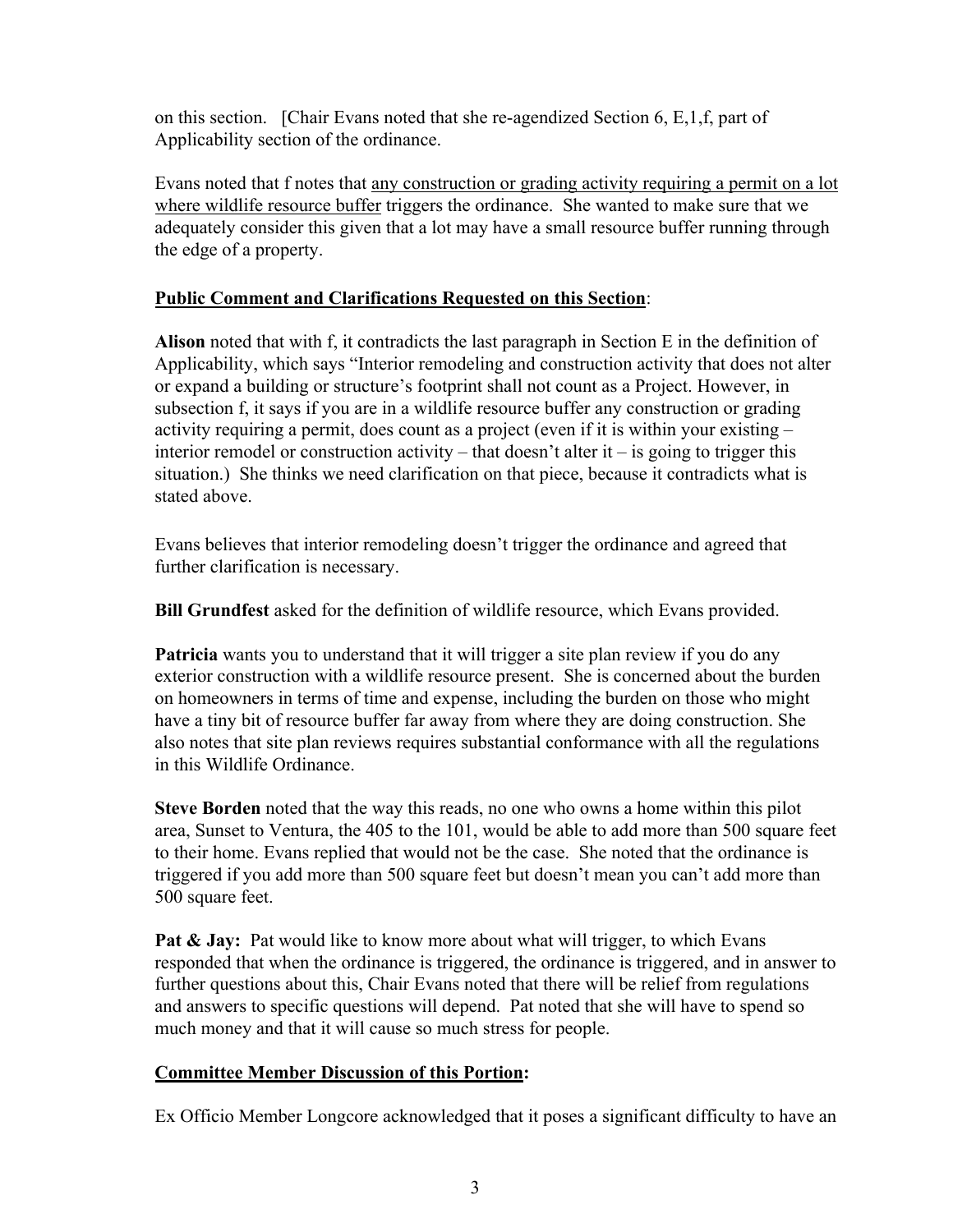on this section. [Chair Evans noted that she re-agendized Section 6, E,1,f, part of Applicability section of the ordinance.

Evans noted that f notes that <u>any construction or grading activity requiring a permit on a lot where wildlife resource buffer</u> triggers the ordinance. She wanted to make sure that we adequately consider this given that a lot may have a small resource buffer running through the edge of a property.

**<u>Public Comment and Clarifications Requested on this Section</u>**:

**Alison** noted that with f, it contradicts the last paragraph in Section E in the definition of Applicability, which says "Interior remodeling and construction activity that does not alter or expand a building or structure's footprint shall not count as a Project. However, in subsection f, it says if you are in a wildlife resource buffer any construction or grading activity requiring a permit, does count as a project (even if it is within your existing – interior remodel or construction activity – that doesn't alter it – is going to trigger this situation.) She thinks we need clarification on that piece, because it contradicts what is stated above.

Evans believes that interior remodeling doesn't trigger the ordinance and agreed that further clarification is necessary.

**Bill Grundfest** asked for the definition of wildlife resource, which Evans provided.

**Patricia** wants you to understand that it will trigger a site plan review if you do any exterior construction with a wildlife resource present. She is concerned about the burden on homeowners in terms of time and expense, including the burden on those who might have a tiny bit of resource buffer far away from where they are doing construction. She also notes that site plan reviews requires substantial conformance with all the regulations in this Wildlife Ordinance.

**Steve Borden** noted that the way this reads, no one who owns a home within this pilot area, Sunset to Ventura, the 405 to the 101, would be able to add more than 500 square feet to their home. Evans replied that would not be the case. She noted that the ordinance is triggered if you add more than 500 square feet but doesn't mean you can't add more than 500 square feet.

**Pat & Jay:** Pat would like to know more about what will trigger, to which Evans responded that when the ordinance is triggered, the ordinance is triggered, and in answer to further questions about this, Chair Evans noted that there will be relief from regulations and answers to specific questions will depend. Pat noted that she will have to spend so much money and that it will cause so much stress for people.

**<u>Committee Member Discussion of this Portion</u>:**

Ex Officio Member Longcore acknowledged that it poses a significant difficulty to have an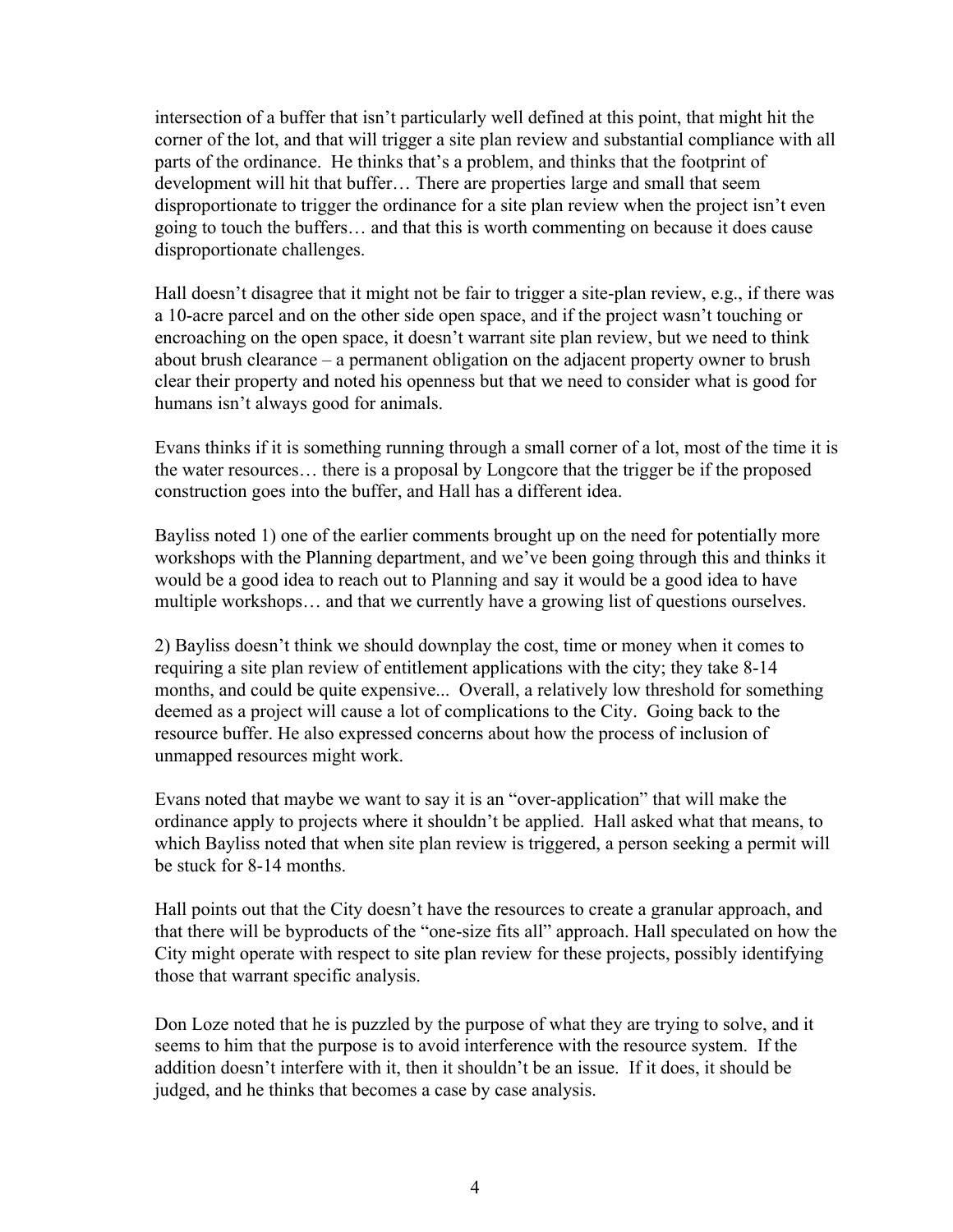intersection of a buffer that isn't particularly well defined at this point, that might hit the corner of the lot, and that will trigger a site plan review and substantial compliance with all parts of the ordinance. He thinks that's a problem, and thinks that the footprint of development will hit that buffer… There are properties large and small that seem disproportionate to trigger the ordinance for a site plan review when the project isn't even going to touch the buffers… and that this is worth commenting on because it does cause disproportionate challenges.

Hall doesn't disagree that it might not be fair to trigger a site-plan review, e.g., if there was a 10-acre parcel and on the other side open space, and if the project wasn't touching or encroaching on the open space, it doesn't warrant site plan review, but we need to think about brush clearance – a permanent obligation on the adjacent property owner to brush clear their property and noted his openness but that we need to consider what is good for humans isn't always good for animals.

Evans thinks if it is something running through a small corner of a lot, most of the time it is the water resources… there is a proposal by Longcore that the trigger be if the proposed construction goes into the buffer, and Hall has a different idea.

Bayliss noted 1) one of the earlier comments brought up on the need for potentially more workshops with the Planning department, and we've been going through this and thinks it would be a good idea to reach out to Planning and say it would be a good idea to have multiple workshops… and that we currently have a growing list of questions ourselves.

2) Bayliss doesn't think we should downplay the cost, time or money when it comes to requiring a site plan review of entitlement applications with the city; they take 8-14 months, and could be quite expensive... Overall, a relatively low threshold for something deemed as a project will cause a lot of complications to the City. Going back to the resource buffer. He also expressed concerns about how the process of inclusion of unmapped resources might work.

Evans noted that maybe we want to say it is an "over-application" that will make the ordinance apply to projects where it shouldn't be applied. Hall asked what that means, to which Bayliss noted that when site plan review is triggered, a person seeking a permit will be stuck for 8-14 months.

Hall points out that the City doesn't have the resources to create a granular approach, and that there will be byproducts of the "one-size fits all" approach. Hall speculated on how the City might operate with respect to site plan review for these projects, possibly identifying those that warrant specific analysis.

Don Loze noted that he is puzzled by the purpose of what they are trying to solve, and it seems to him that the purpose is to avoid interference with the resource system. If the addition doesn't interfere with it, then it shouldn't be an issue. If it does, it should be judged, and he thinks that becomes a case by case analysis.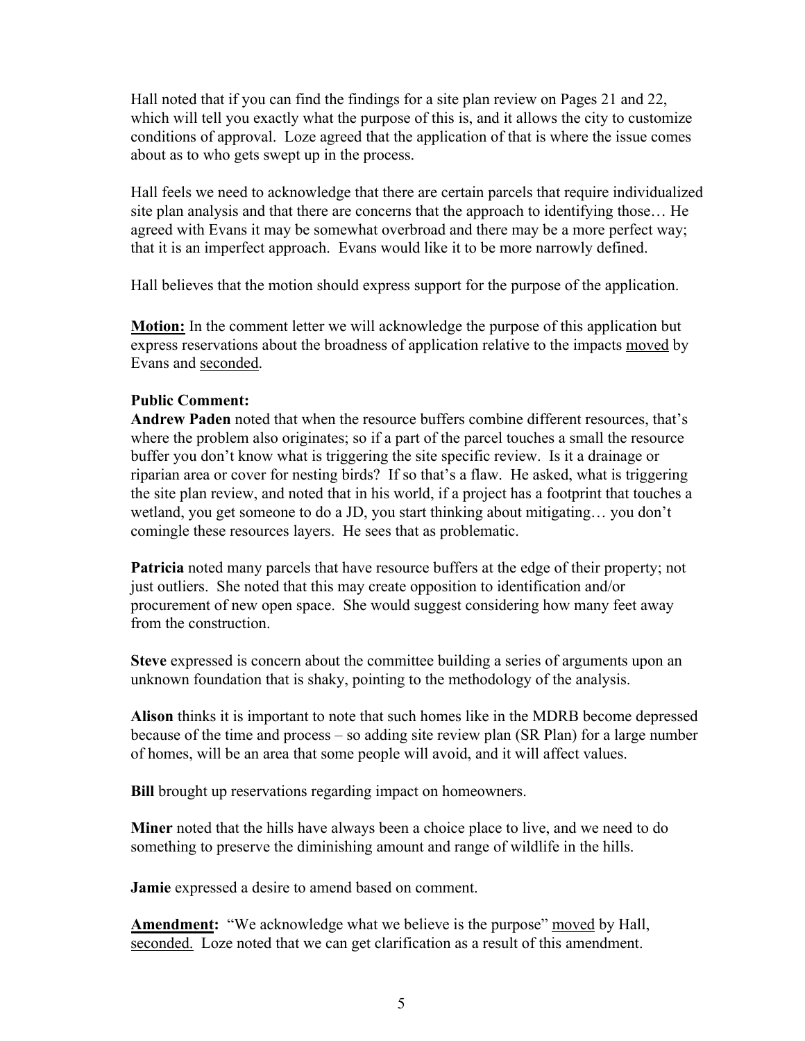Hall noted that if you can find the findings for a site plan review on Pages 21 and 22, which will tell you exactly what the purpose of this is, and it allows the city to customize conditions of approval. Loze agreed that the application of that is where the issue comes about as to who gets swept up in the process.

Hall feels we need to acknowledge that there are certain parcels that require individualized site plan analysis and that there are concerns that the approach to identifying those… He agreed with Evans it may be somewhat overbroad and there may be a more perfect way; that it is an imperfect approach. Evans would like it to be more narrowly defined.

Hall believes that the motion should express support for the purpose of the application.

**Motion:** In the comment letter we will acknowledge the purpose of this application but express reservations about the broadness of application relative to the impacts moved by Evans and seconded.

**Public Comment:**

**Andrew Paden** noted that when the resource buffers combine different resources, that's where the problem also originates; so if a part of the parcel touches a small the resource buffer you don't know what is triggering the site specific review. Is it a drainage or riparian area or cover for nesting birds? If so that's a flaw. He asked, what is triggering the site plan review, and noted that in his world, if a project has a footprint that touches a wetland, you get someone to do a JD, you start thinking about mitigating… you don't comingle these resources layers. He sees that as problematic.

**Patricia** noted many parcels that have resource buffers at the edge of their property; not just outliers. She noted that this may create opposition to identification and/or procurement of new open space. She would suggest considering how many feet away from the construction.

**Steve** expressed is concern about the committee building a series of arguments upon an unknown foundation that is shaky, pointing to the methodology of the analysis.

**Alison** thinks it is important to note that such homes like in the MDRB become depressed because of the time and process – so adding site review plan (SR Plan) for a large number of homes, will be an area that some people will avoid, and it will affect values.

**Bill** brought up reservations regarding impact on homeowners.

**Miner** noted that the hills have always been a choice place to live, and we need to do something to preserve the diminishing amount and range of wildlife in the hills.

**Jamie** expressed a desire to amend based on comment.

**Amendment:** "We acknowledge what we believe is the purpose" moved by Hall, seconded. Loze noted that we can get clarification as a result of this amendment.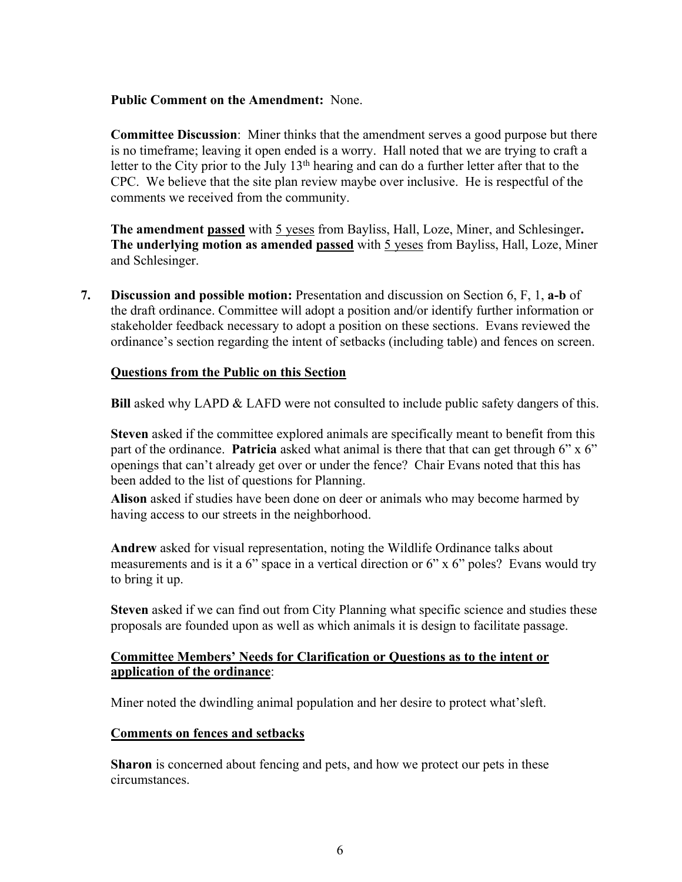**Public Comment on the Amendment:** None.

**Committee Discussion**: Miner thinks that the amendment serves a good purpose but there is no timeframe; leaving it open ended is a worry. Hall noted that we are trying to craft a letter to the City prior to the July 13th hearing and can do a further letter after that to the CPC. We believe that the site plan review maybe over inclusive. He is respectful of the comments we received from the community.

**The amendment** **passed** with 5 yeses from Bayliss, Hall, Loze, Miner, and Schlesinger**. The underlying motion as amended** **passed** with 5 yeses from Bayliss, Hall, Loze, Miner and Schlesinger.

7. **Discussion and possible motion:** Presentation and discussion on Section 6, F, 1, **a-b** of the draft ordinance. Committee will adopt a position and/or identify further information or stakeholder feedback necessary to adopt a position on these sections. Evans reviewed the ordinance's section regarding the intent of setbacks (including table) and fences on screen.

**Questions from the Public on this Section**

**Bill** asked why LAPD & LAFD were not consulted to include public safety dangers of this.

**Steven** asked if the committee explored animals are specifically meant to benefit from this part of the ordinance. **Patricia** asked what animal is there that that can get through 6" x 6" openings that can't already get over or under the fence? Chair Evans noted that this has been added to the list of questions for Planning.

**Alison** asked if studies have been done on deer or animals who may become harmed by having access to our streets in the neighborhood.

**Andrew** asked for visual representation, noting the Wildlife Ordinance talks about measurements and is it a 6" space in a vertical direction or 6" x 6" poles? Evans would try to bring it up.

**Steven** asked if we can find out from City Planning what specific science and studies these proposals are founded upon as well as which animals it is design to facilitate passage.

**Committee Members' Needs for Clarification or Questions as to the intent or application of the ordinance**:

Miner noted the dwindling animal population and her desire to protect what'sleft.

**Comments on fences and setbacks**

**Sharon** is concerned about fencing and pets, and how we protect our pets in these circumstances.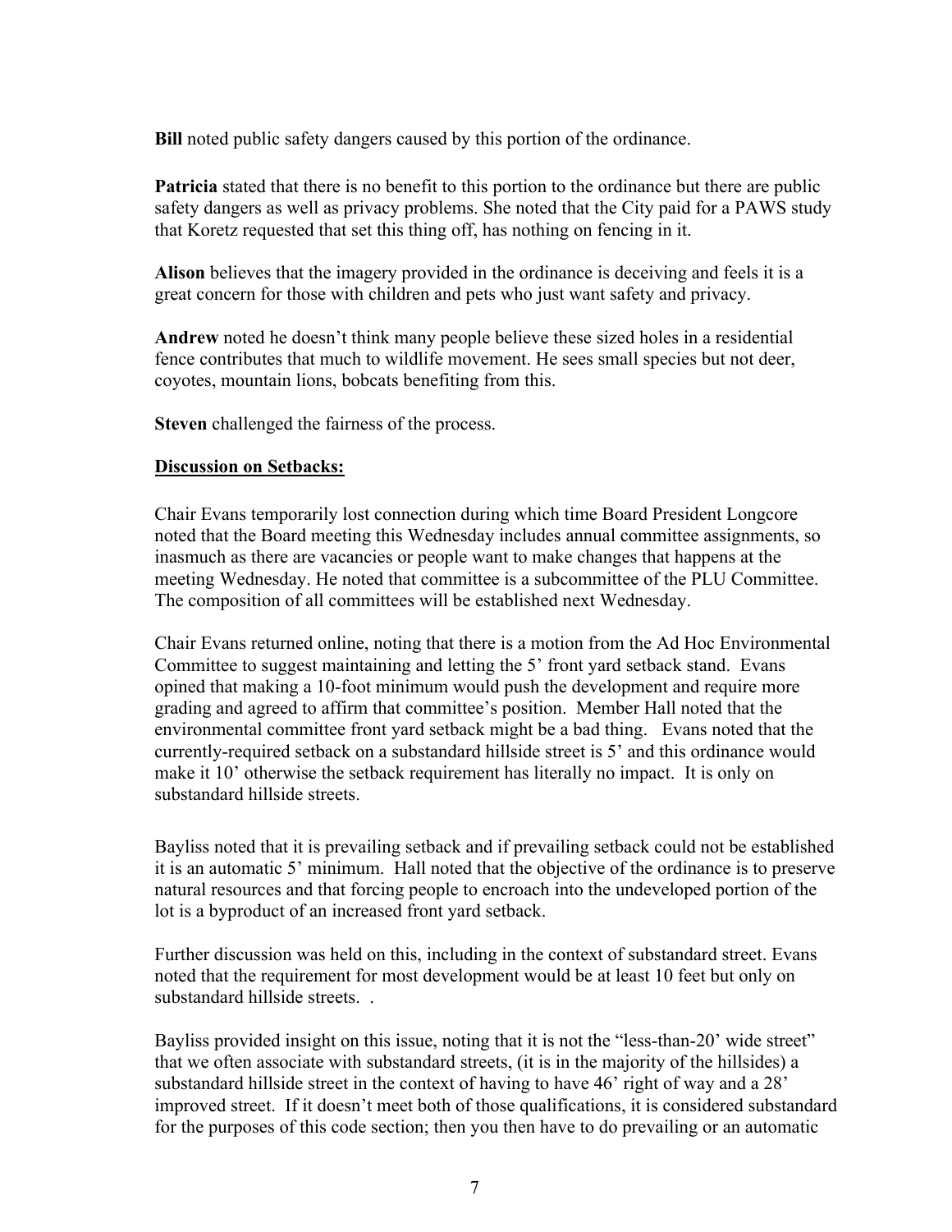**Bill** noted public safety dangers caused by this portion of the ordinance.

**Patricia** stated that there is no benefit to this portion to the ordinance but there are public safety dangers as well as privacy problems. She noted that the City paid for a PAWS study that Koretz requested that set this thing off, has nothing on fencing in it.

**Alison** believes that the imagery provided in the ordinance is deceiving and feels it is a great concern for those with children and pets who just want safety and privacy.

**Andrew** noted he doesn't think many people believe these sized holes in a residential fence contributes that much to wildlife movement. He sees small species but not deer, coyotes, mountain lions, bobcats benefiting from this.

**Steven** challenged the fairness of the process.

**<u>Discussion on Setbacks:</u>**

Chair Evans temporarily lost connection during which time Board President Longcore noted that the Board meeting this Wednesday includes annual committee assignments, so inasmuch as there are vacancies or people want to make changes that happens at the meeting Wednesday. He noted that committee is a subcommittee of the PLU Committee. The composition of all committees will be established next Wednesday.

Chair Evans returned online, noting that there is a motion from the Ad Hoc Environmental Committee to suggest maintaining and letting the 5' front yard setback stand. Evans opined that making a 10-foot minimum would push the development and require more grading and agreed to affirm that committee's position. Member Hall noted that the environmental committee front yard setback might be a bad thing. Evans noted that the currently-required setback on a substandard hillside street is 5' and this ordinance would make it 10' otherwise the setback requirement has literally no impact. It is only on substandard hillside streets.

Bayliss noted that it is prevailing setback and if prevailing setback could not be established it is an automatic 5' minimum. Hall noted that the objective of the ordinance is to preserve natural resources and that forcing people to encroach into the undeveloped portion of the lot is a byproduct of an increased front yard setback.

Further discussion was held on this, including in the context of substandard street. Evans noted that the requirement for most development would be at least 10 feet but only on substandard hillside streets. .

Bayliss provided insight on this issue, noting that it is not the "less-than-20' wide street" that we often associate with substandard streets, (it is in the majority of the hillsides) a substandard hillside street in the context of having to have 46' right of way and a 28' improved street. If it doesn't meet both of those qualifications, it is considered substandard for the purposes of this code section; then you then have to do prevailing or an automatic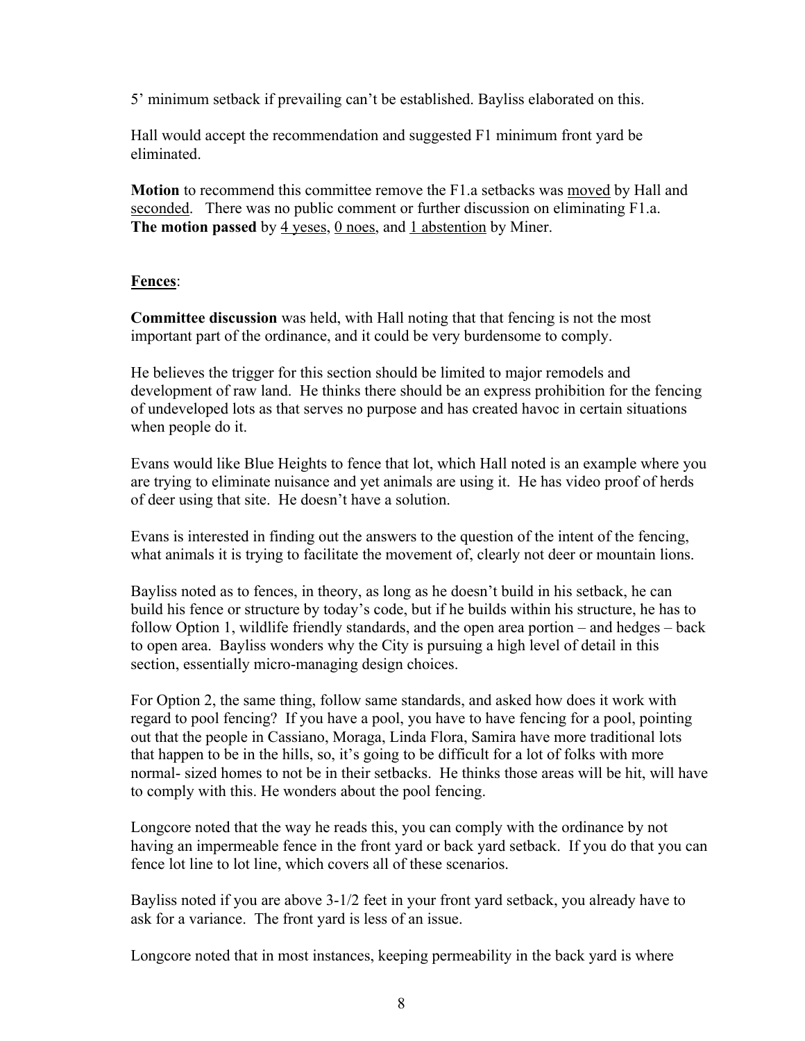5' minimum setback if prevailing can't be established. Bayliss elaborated on this.

Hall would accept the recommendation and suggested F1 minimum front yard be eliminated.

**Motion** to recommend this committee remove the F1.a setbacks was moved by Hall and seconded. There was no public comment or further discussion on eliminating F1.a. **The motion passed** by 4 yeses, 0 noes, and 1 abstention by Miner.

**Fences**:

**Committee discussion** was held, with Hall noting that that fencing is not the most important part of the ordinance, and it could be very burdensome to comply.

He believes the trigger for this section should be limited to major remodels and development of raw land. He thinks there should be an express prohibition for the fencing of undeveloped lots as that serves no purpose and has created havoc in certain situations when people do it.

Evans would like Blue Heights to fence that lot, which Hall noted is an example where you are trying to eliminate nuisance and yet animals are using it. He has video proof of herds of deer using that site. He doesn't have a solution.

Evans is interested in finding out the answers to the question of the intent of the fencing, what animals it is trying to facilitate the movement of, clearly not deer or mountain lions.

Bayliss noted as to fences, in theory, as long as he doesn't build in his setback, he can build his fence or structure by today's code, but if he builds within his structure, he has to follow Option 1, wildlife friendly standards, and the open area portion – and hedges – back to open area. Bayliss wonders why the City is pursuing a high level of detail in this section, essentially micro-managing design choices.

For Option 2, the same thing, follow same standards, and asked how does it work with regard to pool fencing? If you have a pool, you have to have fencing for a pool, pointing out that the people in Cassiano, Moraga, Linda Flora, Samira have more traditional lots that happen to be in the hills, so, it's going to be difficult for a lot of folks with more normal- sized homes to not be in their setbacks. He thinks those areas will be hit, will have to comply with this. He wonders about the pool fencing.

Longcore noted that the way he reads this, you can comply with the ordinance by not having an impermeable fence in the front yard or back yard setback. If you do that you can fence lot line to lot line, which covers all of these scenarios.

Bayliss noted if you are above 3-1/2 feet in your front yard setback, you already have to ask for a variance. The front yard is less of an issue.

Longcore noted that in most instances, keeping permeability in the back yard is where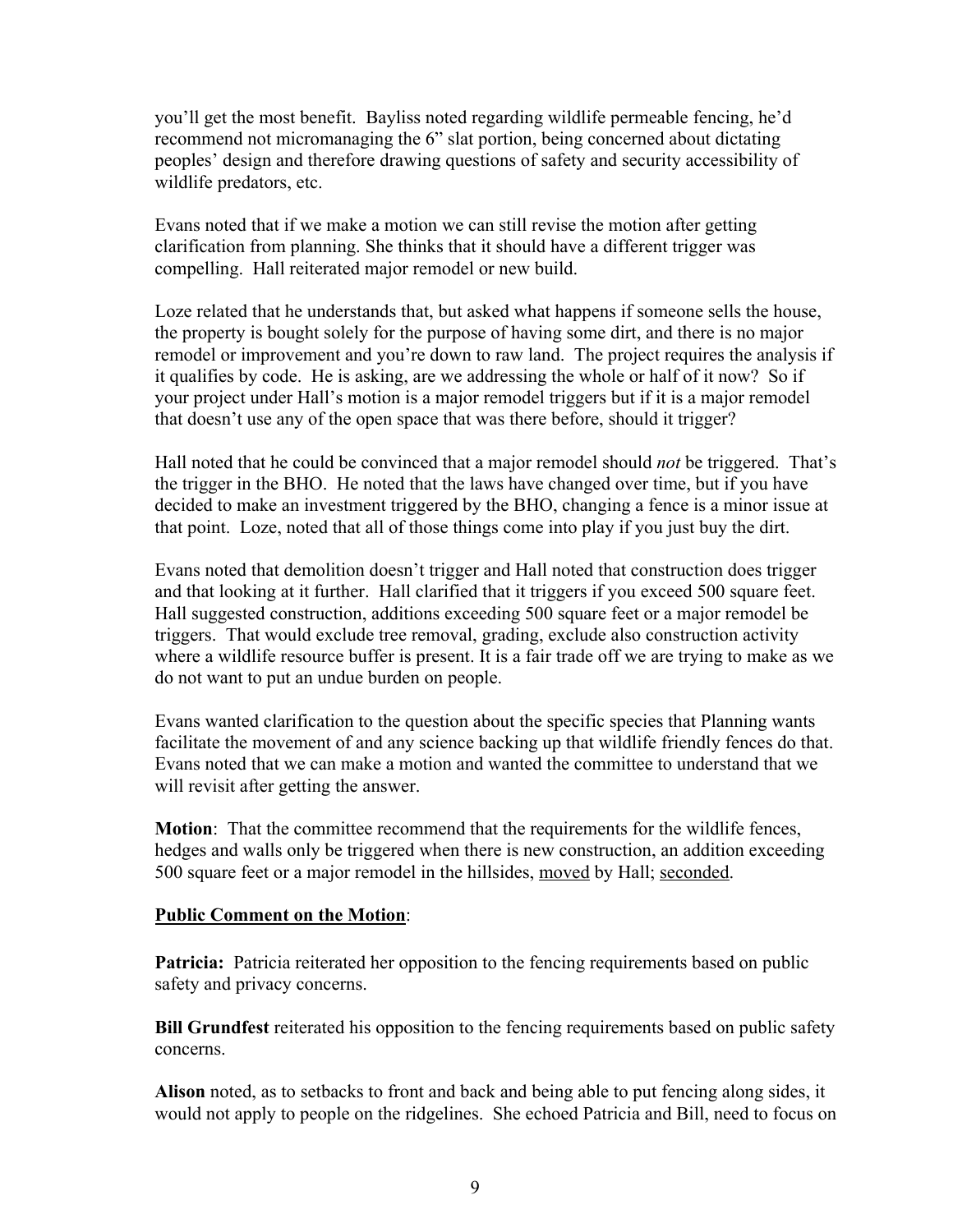you'll get the most benefit. Bayliss noted regarding wildlife permeable fencing, he'd recommend not micromanaging the 6" slat portion, being concerned about dictating peoples' design and therefore drawing questions of safety and security accessibility of wildlife predators, etc.

Evans noted that if we make a motion we can still revise the motion after getting clarification from planning. She thinks that it should have a different trigger was compelling. Hall reiterated major remodel or new build.

Loze related that he understands that, but asked what happens if someone sells the house, the property is bought solely for the purpose of having some dirt, and there is no major remodel or improvement and you're down to raw land. The project requires the analysis if it qualifies by code. He is asking, are we addressing the whole or half of it now? So if your project under Hall's motion is a major remodel triggers but if it is a major remodel that doesn't use any of the open space that was there before, should it trigger?

Hall noted that he could be convinced that a major remodel should *not* be triggered. That's the trigger in the BHO. He noted that the laws have changed over time, but if you have decided to make an investment triggered by the BHO, changing a fence is a minor issue at that point. Loze, noted that all of those things come into play if you just buy the dirt.

Evans noted that demolition doesn't trigger and Hall noted that construction does trigger and that looking at it further. Hall clarified that it triggers if you exceed 500 square feet. Hall suggested construction, additions exceeding 500 square feet or a major remodel be triggers. That would exclude tree removal, grading, exclude also construction activity where a wildlife resource buffer is present. It is a fair trade off we are trying to make as we do not want to put an undue burden on people.

Evans wanted clarification to the question about the specific species that Planning wants facilitate the movement of and any science backing up that wildlife friendly fences do that. Evans noted that we can make a motion and wanted the committee to understand that we will revisit after getting the answer.

**Motion**: That the committee recommend that the requirements for the wildlife fences, hedges and walls only be triggered when there is new construction, an addition exceeding 500 square feet or a major remodel in the hillsides, moved by Hall; seconded.

**Public Comment on the Motion**:

**Patricia:** Patricia reiterated her opposition to the fencing requirements based on public safety and privacy concerns.

**Bill Grundfest** reiterated his opposition to the fencing requirements based on public safety concerns.

**Alison** noted, as to setbacks to front and back and being able to put fencing along sides, it would not apply to people on the ridgelines. She echoed Patricia and Bill, need to focus on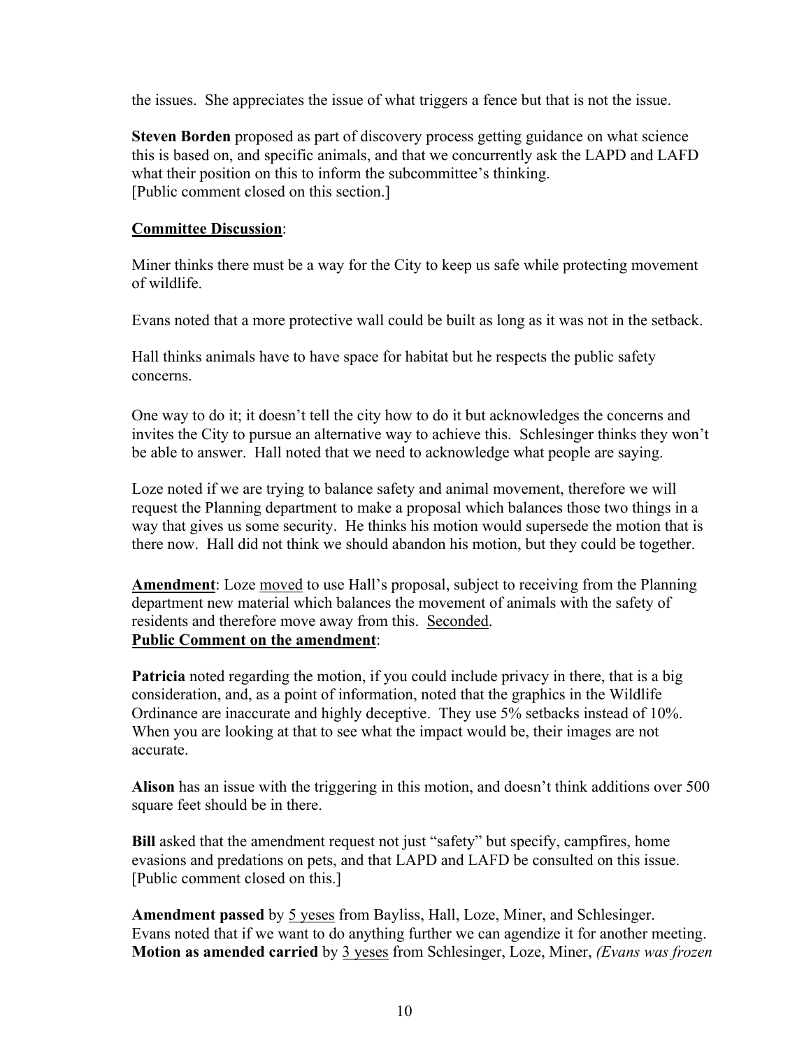the issues. She appreciates the issue of what triggers a fence but that is not the issue.

**Steven Borden** proposed as part of discovery process getting guidance on what science this is based on, and specific animals, and that we concurrently ask the LAPD and LAFD what their position on this to inform the subcommittee's thinking.
[Public comment closed on this section.]

<u>**Committee Discussion**</u>:

Miner thinks there must be a way for the City to keep us safe while protecting movement of wildlife.

Evans noted that a more protective wall could be built as long as it was not in the setback.

Hall thinks animals have to have space for habitat but he respects the public safety concerns.

One way to do it; it doesn't tell the city how to do it but acknowledges the concerns and invites the City to pursue an alternative way to achieve this. Schlesinger thinks they won't be able to answer. Hall noted that we need to acknowledge what people are saying.

Loze noted if we are trying to balance safety and animal movement, therefore we will request the Planning department to make a proposal which balances those two things in a way that gives us some security. He thinks his motion would supersede the motion that is there now. Hall did not think we should abandon his motion, but they could be together.

<u>**Amendment**</u>: Loze <u>moved</u> to use Hall's proposal, subject to receiving from the Planning department new material which balances the movement of animals with the safety of residents and therefore move away from this. <u>Seconded</u>.
<u>**Public Comment on the amendment**</u>:

**Patricia** noted regarding the motion, if you could include privacy in there, that is a big consideration, and, as a point of information, noted that the graphics in the Wildlife Ordinance are inaccurate and highly deceptive. They use 5% setbacks instead of 10%. When you are looking at that to see what the impact would be, their images are not accurate.

**Alison** has an issue with the triggering in this motion, and doesn't think additions over 500 square feet should be in there.

**Bill** asked that the amendment request not just "safety" but specify, campfires, home evasions and predations on pets, and that LAPD and LAFD be consulted on this issue.
[Public comment closed on this.]

**Amendment passed** by <u>5 yeses</u> from Bayliss, Hall, Loze, Miner, and Schlesinger.
Evans noted that if we want to do anything further we can agendize it for another meeting.
**Motion as amended carried** by <u>3 yeses</u> from Schlesinger, Loze, Miner, *(Evans was frozen*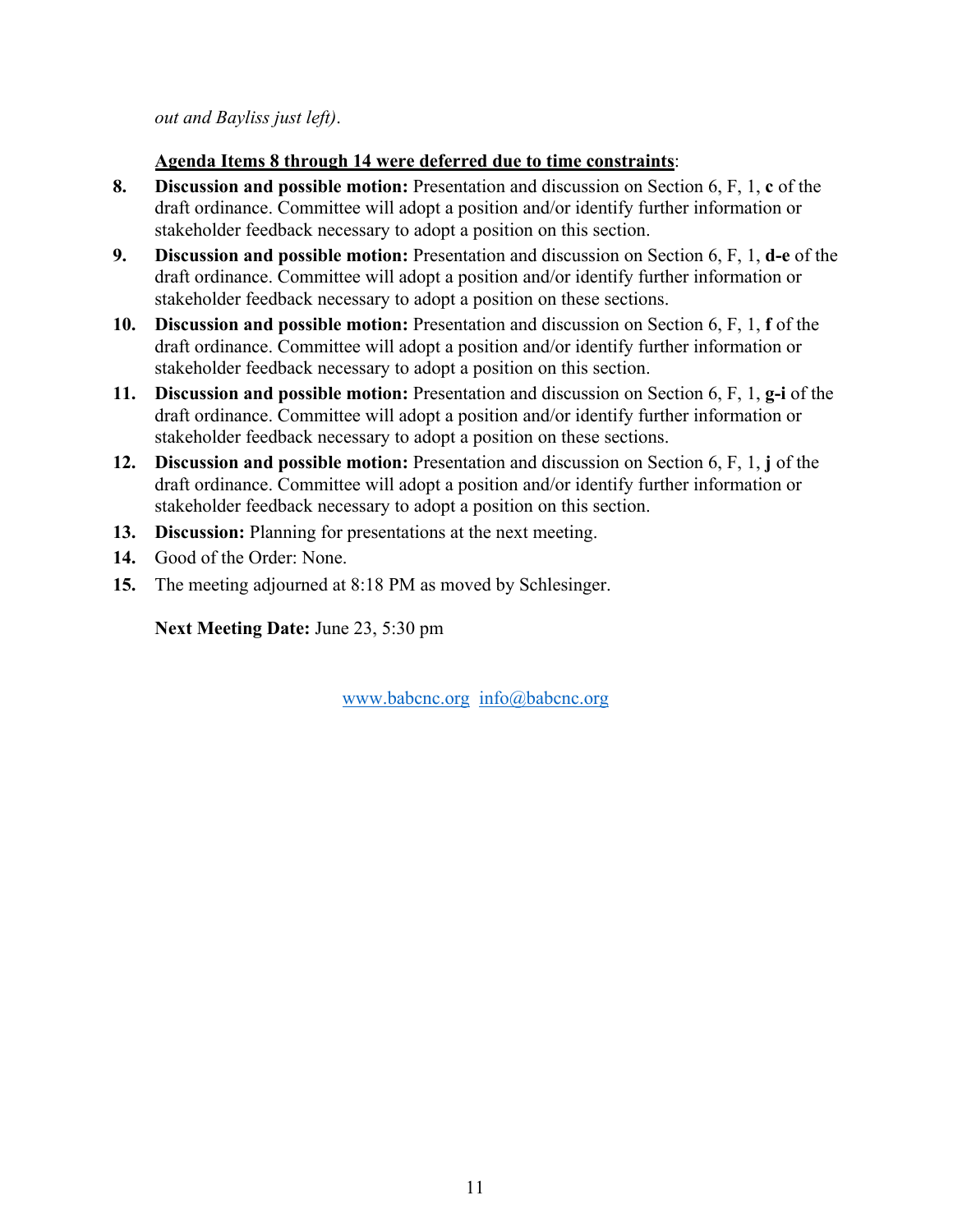*out and Bayliss just left)*.

**<u>Agenda Items 8 through 14 were deferred due to time constraints</u>**:

8. **Discussion and possible motion:** Presentation and discussion on Section 6, F, 1, **c** of the draft ordinance. Committee will adopt a position and/or identify further information or stakeholder feedback necessary to adopt a position on this section.
9. **Discussion and possible motion:** Presentation and discussion on Section 6, F, 1, **d-e** of the draft ordinance. Committee will adopt a position and/or identify further information or stakeholder feedback necessary to adopt a position on these sections.
10. **Discussion and possible motion:** Presentation and discussion on Section 6, F, 1, **f** of the draft ordinance. Committee will adopt a position and/or identify further information or stakeholder feedback necessary to adopt a position on this section.
11. **Discussion and possible motion:** Presentation and discussion on Section 6, F, 1, **g-i** of the draft ordinance. Committee will adopt a position and/or identify further information or stakeholder feedback necessary to adopt a position on these sections.
12. **Discussion and possible motion:** Presentation and discussion on Section 6, F, 1, **j** of the draft ordinance. Committee will adopt a position and/or identify further information or stakeholder feedback necessary to adopt a position on this section.
13. **Discussion:** Planning for presentations at the next meeting.
14. Good of the Order: None.
15. The meeting adjourned at 8:18 PM as moved by Schlesinger.

**Next Meeting Date:** June 23, 5:30 pm

www.babcnc.org  info@babcnc.org